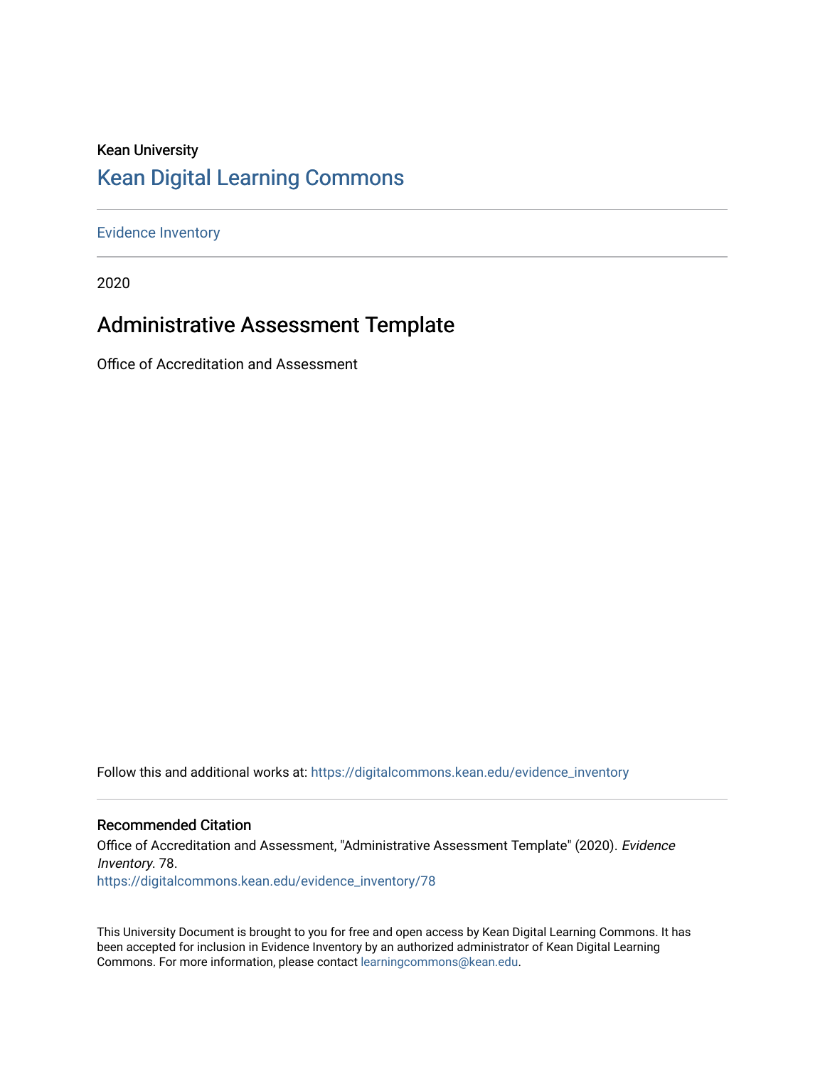Kean University

## Kean Digital Learning Commons

Evidence Inventory

2020

# Administrative Assessment Template

Office of Accreditation and Assessment

Follow this and additional works at: https://digitalcommons.kean.edu/evidence_inventory

### Recommended Citation

Office of Accreditation and Assessment, "Administrative Assessment Template" (2020). *Evidence Inventory*. 78.
https://digitalcommons.kean.edu/evidence_inventory/78

This University Document is brought to you for free and open access by Kean Digital Learning Commons. It has been accepted for inclusion in Evidence Inventory by an authorized administrator of Kean Digital Learning Commons. For more information, please contact learningcommons@kean.edu.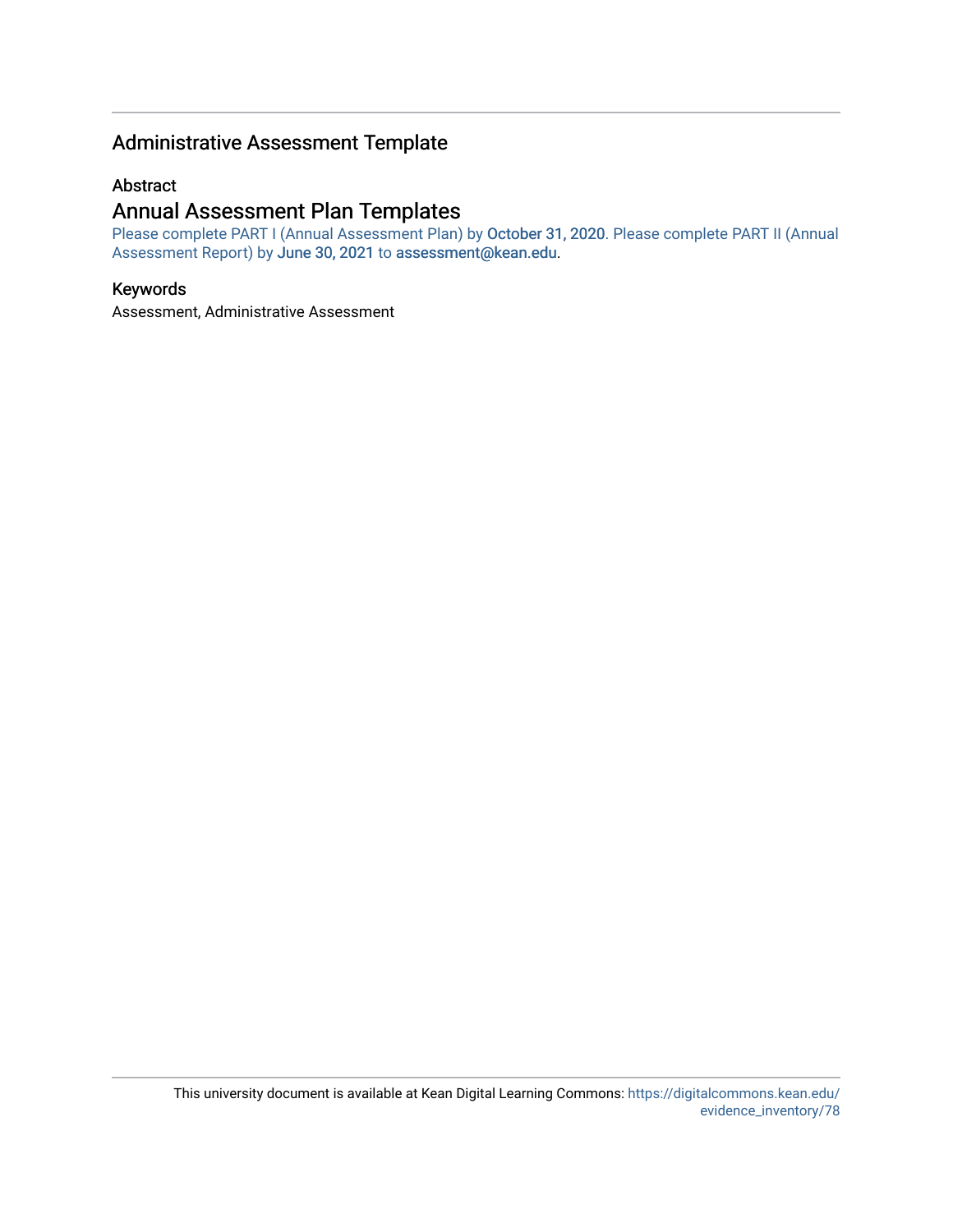## Administrative Assessment Template

### Abstract

## Annual Assessment Plan Templates

Please complete PART I (Annual Assessment Plan) by October 31, 2020. Please complete PART II (Annual Assessment Report) by June 30, 2021 to assessment@kean.edu.

### Keywords

Assessment, Administrative Assessment

This university document is available at Kean Digital Learning Commons: https://digitalcommons.kean.edu/evidence_inventory/78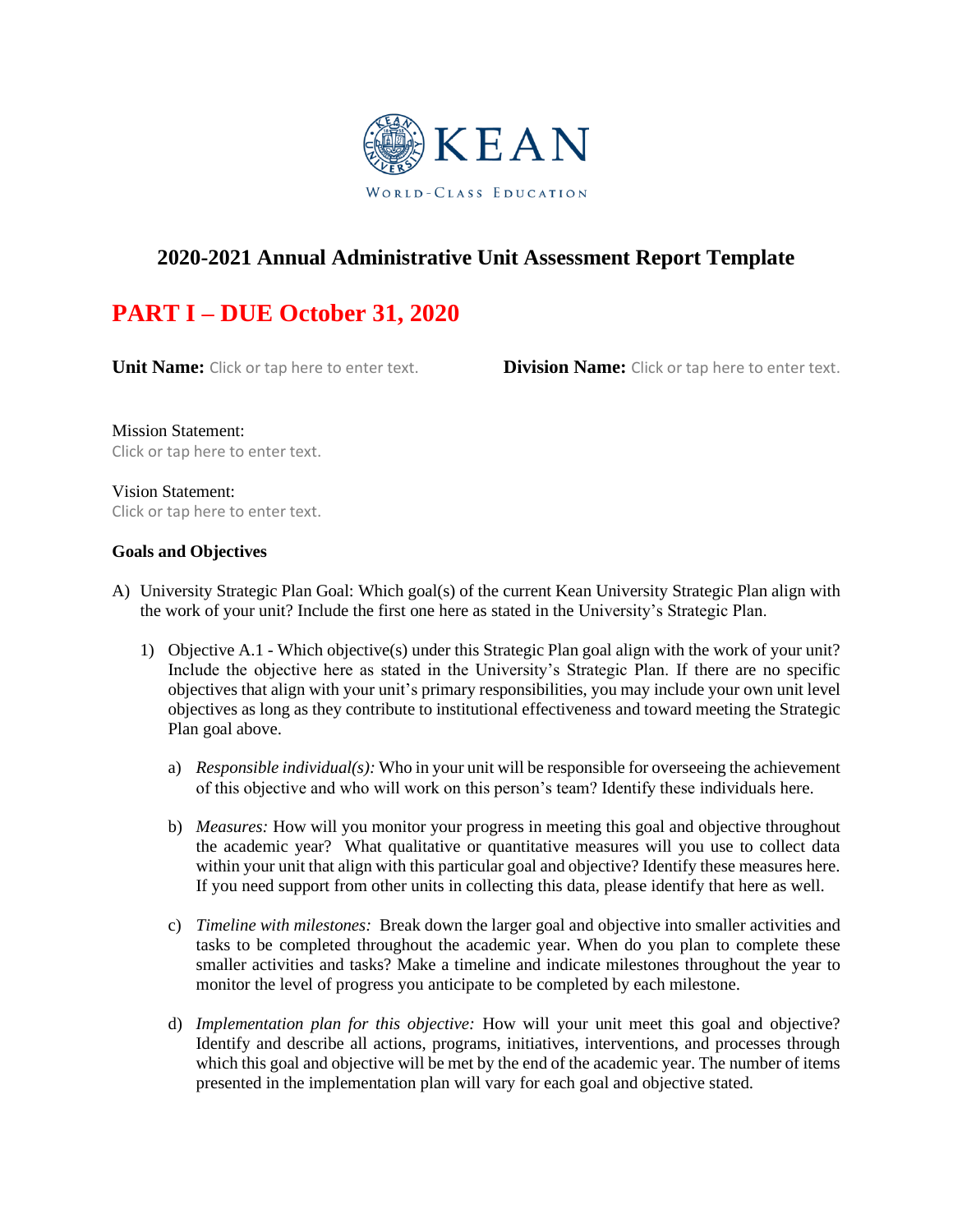KEAN

WORLD-CLASS EDUCATION

## 2020-2021 Annual Administrative Unit Assessment Report Template

# PART I – DUE October 31, 2020

**Unit Name:** Click or tap here to enter text. **Division Name:** Click or tap here to enter text.

Mission Statement:
Click or tap here to enter text.

Vision Statement:
Click or tap here to enter text.

**Goals and Objectives**

A) University Strategic Plan Goal: Which goal(s) of the current Kean University Strategic Plan align with the work of your unit? Include the first one here as stated in the University's Strategic Plan.

1) Objective A.1 - Which objective(s) under this Strategic Plan goal align with the work of your unit? Include the objective here as stated in the University's Strategic Plan. If there are no specific objectives that align with your unit's primary responsibilities, you may include your own unit level objectives as long as they contribute to institutional effectiveness and toward meeting the Strategic Plan goal above.

   a) *Responsible individual(s):* Who in your unit will be responsible for overseeing the achievement of this objective and who will work on this person's team? Identify these individuals here.

   b) *Measures:* How will you monitor your progress in meeting this goal and objective throughout the academic year? What qualitative or quantitative measures will you use to collect data within your unit that align with this particular goal and objective? Identify these measures here. If you need support from other units in collecting this data, please identify that here as well.

   c) *Timeline with milestones:* Break down the larger goal and objective into smaller activities and tasks to be completed throughout the academic year. When do you plan to complete these smaller activities and tasks? Make a timeline and indicate milestones throughout the year to monitor the level of progress you anticipate to be completed by each milestone.

   d) *Implementation plan for this objective:* How will your unit meet this goal and objective? Identify and describe all actions, programs, initiatives, interventions, and processes through which this goal and objective will be met by the end of the academic year. The number of items presented in the implementation plan will vary for each goal and objective stated.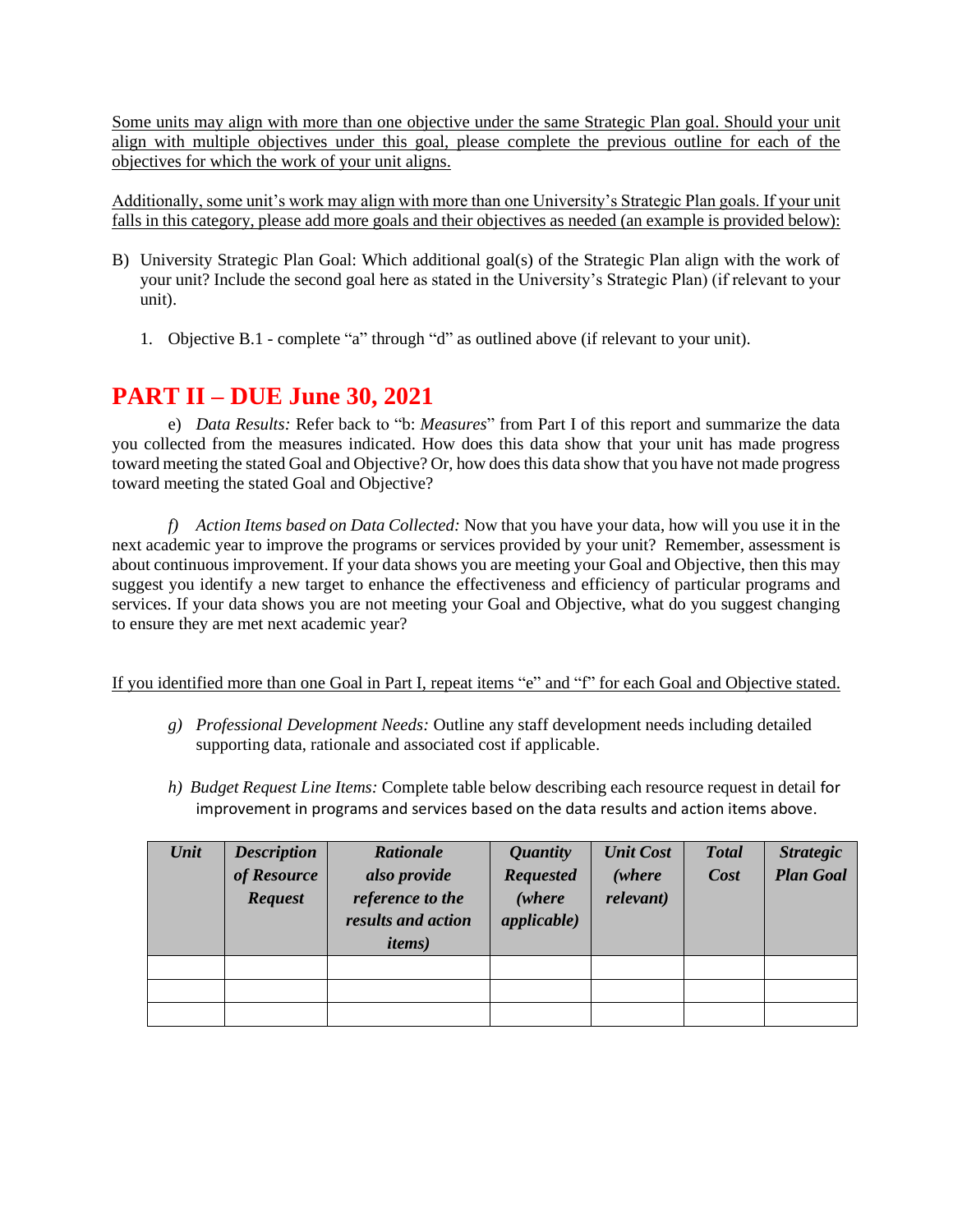<u>Some units may align with more than one objective under the same Strategic Plan goal. Should your unit align with multiple objectives under this goal, please complete the previous outline for each of the objectives for which the work of your unit aligns.</u>

<u>Additionally, some unit's work may align with more than one University's Strategic Plan goals. If your unit falls in this category, please add more goals and their objectives as needed (an example is provided below):</u>

B) University Strategic Plan Goal: Which additional goal(s) of the Strategic Plan align with the work of your unit? Include the second goal here as stated in the University's Strategic Plan) (if relevant to your unit).

   1. Objective B.1 - complete "a" through "d" as outlined above (if relevant to your unit).

## PART II – DUE June 30, 2021

e) *Data Results:* Refer back to "b: *Measures*" from Part I of this report and summarize the data you collected from the measures indicated. How does this data show that your unit has made progress toward meeting the stated Goal and Objective? Or, how does this data show that you have not made progress toward meeting the stated Goal and Objective?

*f) Action Items based on Data Collected:* Now that you have your data, how will you use it in the next academic year to improve the programs or services provided by your unit? Remember, assessment is about continuous improvement. If your data shows you are meeting your Goal and Objective, then this may suggest you identify a new target to enhance the effectiveness and efficiency of particular programs and services. If your data shows you are not meeting your Goal and Objective, what do you suggest changing to ensure they are met next academic year?

<u>If you identified more than one Goal in Part I, repeat items "e" and "f" for each Goal and Objective stated.</u>

*g) Professional Development Needs:* Outline any staff development needs including detailed supporting data, rationale and associated cost if applicable.

*h) Budget Request Line Items:* Complete table below describing each resource request in detail for improvement in programs and services based on the data results and action items above.

| ***Unit*** | ***Description of Resource Request*** | ***Rationale also provide reference to the results and action items)*** | ***Quantity Requested (where applicable)*** | ***Unit Cost (where relevant)*** | ***Total Cost*** | ***Strategic Plan Goal*** |
|---|---|---|---|---|---|---|
| | | | | | | |
| | | | | | | |
| | | | | | | |